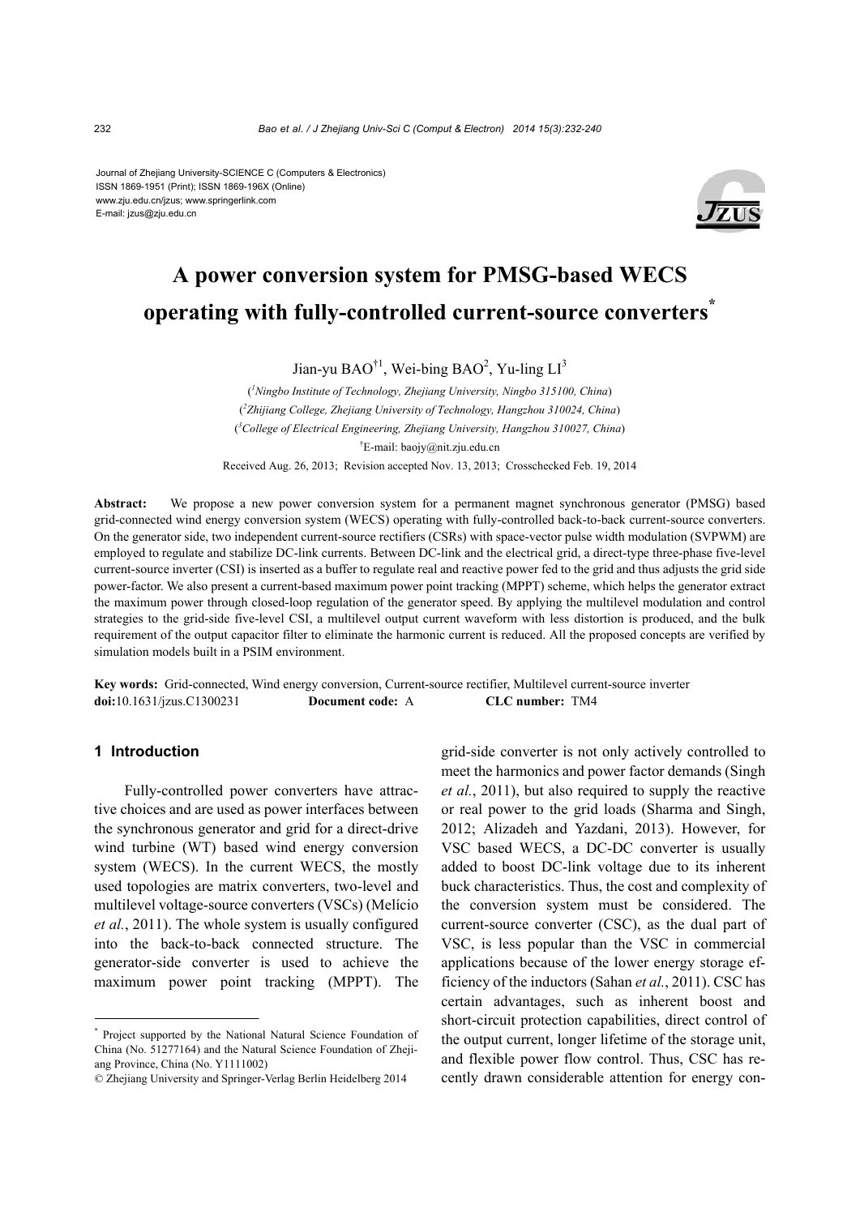Journal of Zhejiang University-SCIENCE C (Computers & Electronics)
ISSN 1869-1951 (Print); ISSN 1869-196X (Online)
www.zju.edu.cn/jzus; www.springerlink.com
E-mail: jzus@zju.edu.cn

# A power conversion system for PMSG-based WECS operating with fully-controlled current-source converters*

Jian-yu BAO[†1], Wei-bing BAO[2], Yu-ling LI[3]

([1]*Ningbo Institute of Technology, Zhejiang University, Ningbo 315100, China*)

([2]*Zhijiang College, Zhejiang University of Technology, Hangzhou 310024, China*)

([3]*College of Electrical Engineering, Zhejiang University, Hangzhou 310027, China*)

[†]E-mail: baojy@nit.zju.edu.cn

Received Aug. 26, 2013; Revision accepted Nov. 13, 2013; Crosschecked Feb. 19, 2014

**Abstract:** We propose a new power conversion system for a permanent magnet synchronous generator (PMSG) based grid-connected wind energy conversion system (WECS) operating with fully-controlled back-to-back current-source converters. On the generator side, two independent current-source rectifiers (CSRs) with space-vector pulse width modulation (SVPWM) are employed to regulate and stabilize DC-link currents. Between DC-link and the electrical grid, a direct-type three-phase five-level current-source inverter (CSI) is inserted as a buffer to regulate real and reactive power fed to the grid and thus adjusts the grid side power-factor. We also present a current-based maximum power point tracking (MPPT) scheme, which helps the generator extract the maximum power through closed-loop regulation of the generator speed. By applying the multilevel modulation and control strategies to the grid-side five-level CSI, a multilevel output current waveform with less distortion is produced, and the bulk requirement of the output capacitor filter to eliminate the harmonic current is reduced. All the proposed concepts are verified by simulation models built in a PSIM environment.

**Key words:** Grid-connected, Wind energy conversion, Current-source rectifier, Multilevel current-source inverter
**doi:**10.1631/jzus.C1300231 **Document code:** A **CLC number:** TM4

## 1 Introduction

Fully-controlled power converters have attractive choices and are used as power interfaces between the synchronous generator and grid for a direct-drive wind turbine (WT) based wind energy conversion system (WECS). In the current WECS, the mostly used topologies are matrix converters, two-level and multilevel voltage-source converters (VSCs) (Melício *et al.*, 2011). The whole system is usually configured into the back-to-back connected structure. The generator-side converter is used to achieve the maximum power point tracking (MPPT). The grid-side converter is not only actively controlled to meet the harmonics and power factor demands (Singh *et al.*, 2011), but also required to supply the reactive or real power to the grid loads (Sharma and Singh, 2012; Alizadeh and Yazdani, 2013). However, for VSC based WECS, a DC-DC converter is usually added to boost DC-link voltage due to its inherent buck characteristics. Thus, the cost and complexity of the conversion system must be considered. The current-source converter (CSC), as the dual part of VSC, is less popular than the VSC in commercial applications because of the lower energy storage efficiency of the inductors (Sahan *et al.*, 2011). CSC has certain advantages, such as inherent boost and short-circuit protection capabilities, direct control of the output current, longer lifetime of the storage unit, and flexible power flow control. Thus, CSC has recently drawn considerable attention for energy con-

---

* Project supported by the National Natural Science Foundation of China (No. 51277164) and the Natural Science Foundation of Zhejiang Province, China (No. Y1111002)

© Zhejiang University and Springer-Verlag Berlin Heidelberg 2014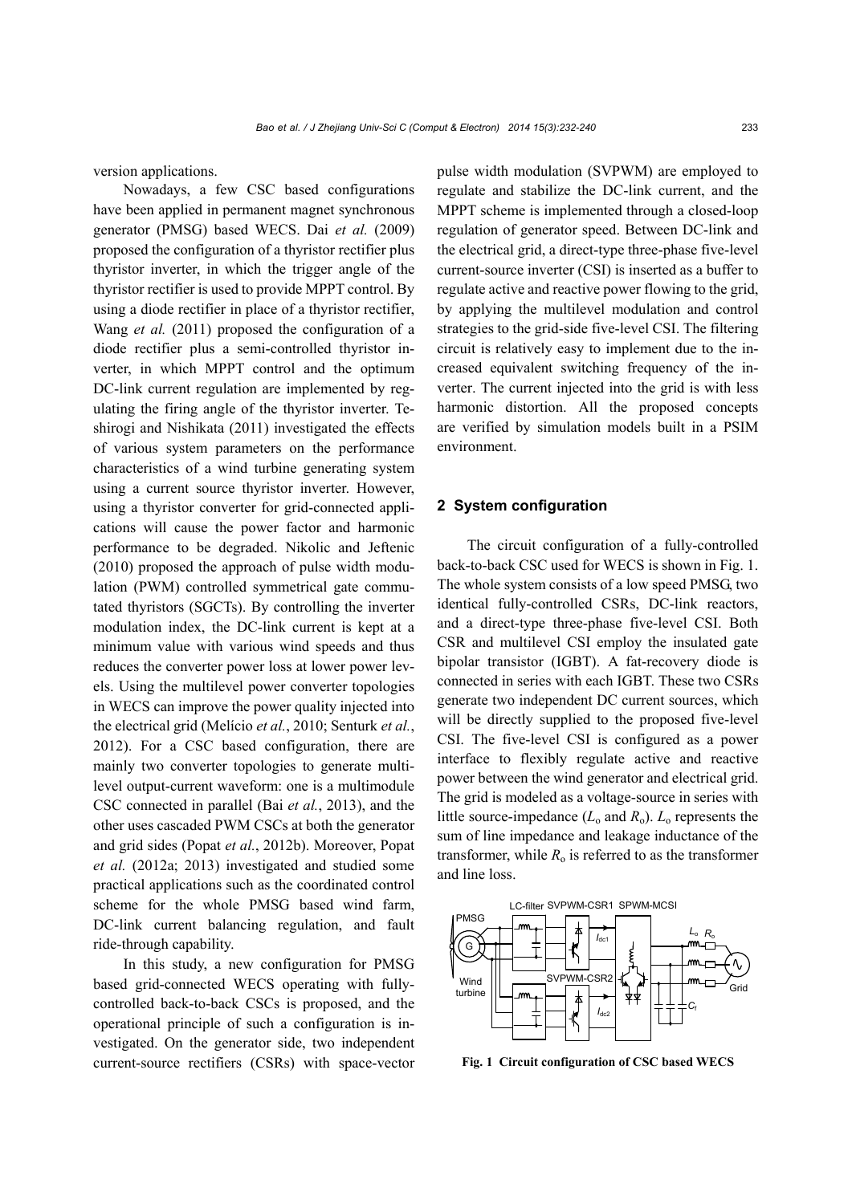version applications.

Nowadays, a few CSC based configurations have been applied in permanent magnet synchronous generator (PMSG) based WECS. Dai *et al.* (2009) proposed the configuration of a thyristor rectifier plus thyristor inverter, in which the trigger angle of the thyristor rectifier is used to provide MPPT control. By using a diode rectifier in place of a thyristor rectifier, Wang *et al.* (2011) proposed the configuration of a diode rectifier plus a semi-controlled thyristor inverter, in which MPPT control and the optimum DC-link current regulation are implemented by regulating the firing angle of the thyristor inverter. Teshirogi and Nishikata (2011) investigated the effects of various system parameters on the performance characteristics of a wind turbine generating system using a current source thyristor inverter. However, using a thyristor converter for grid-connected applications will cause the power factor and harmonic performance to be degraded. Nikolic and Jeftenic (2010) proposed the approach of pulse width modulation (PWM) controlled symmetrical gate commutated thyristors (SGCTs). By controlling the inverter modulation index, the DC-link current is kept at a minimum value with various wind speeds and thus reduces the converter power loss at lower power levels. Using the multilevel power converter topologies in WECS can improve the power quality injected into the electrical grid (Melício *et al.*, 2010; Senturk *et al.*, 2012). For a CSC based configuration, there are mainly two converter topologies to generate multilevel output-current waveform: one is a multimodule CSC connected in parallel (Bai *et al.*, 2013), and the other uses cascaded PWM CSCs at both the generator and grid sides (Popat *et al.*, 2012b). Moreover, Popat *et al.* (2012a; 2013) investigated and studied some practical applications such as the coordinated control scheme for the whole PMSG based wind farm, DC-link current balancing regulation, and fault ride-through capability.

In this study, a new configuration for PMSG based grid-connected WECS operating with fully-controlled back-to-back CSCs is proposed, and the operational principle of such a configuration is investigated. On the generator side, two independent current-source rectifiers (CSRs) with space-vector pulse width modulation (SVPWM) are employed to regulate and stabilize the DC-link current, and the MPPT scheme is implemented through a closed-loop regulation of generator speed. Between DC-link and the electrical grid, a direct-type three-phase five-level current-source inverter (CSI) is inserted as a buffer to regulate active and reactive power flowing to the grid, by applying the multilevel modulation and control strategies to the grid-side five-level CSI. The filtering circuit is relatively easy to implement due to the increased equivalent switching frequency of the inverter. The current injected into the grid is with less harmonic distortion. All the proposed concepts are verified by simulation models built in a PSIM environment.

## 2 System configuration

The circuit configuration of a fully-controlled back-to-back CSC used for WECS is shown in Fig. 1. The whole system consists of a low speed PMSG, two identical fully-controlled CSRs, DC-link reactors, and a direct-type three-phase five-level CSI. Both CSR and multilevel CSI employ the insulated gate bipolar transistor (IGBT). A fat-recovery diode is connected in series with each IGBT. These two CSRs generate two independent DC current sources, which will be directly supplied to the proposed five-level CSI. The five-level CSI is configured as a power interface to flexibly regulate active and reactive power between the wind generator and electrical grid. The grid is modeled as a voltage-source in series with little source-impedance ($L_o$ and $R_o$). $L_o$ represents the sum of line impedance and leakage inductance of the transformer, while $R_o$ is referred to as the transformer and line loss.

**Fig. 1 Circuit configuration of CSC based WECS**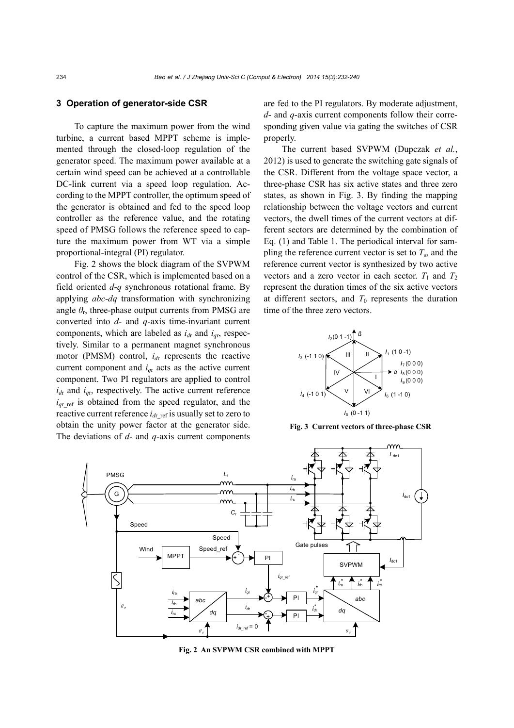## 3 Operation of generator-side CSR

To capture the maximum power from the wind turbine, a current based MPPT scheme is implemented through the closed-loop regulation of the generator speed. The maximum power available at a certain wind speed can be achieved at a controllable DC-link current via a speed loop regulation. According to the MPPT controller, the optimum speed of the generator is obtained and fed to the speed loop controller as the reference value, and the rotating speed of PMSG follows the reference speed to capture the maximum power from WT via a simple proportional-integral (PI) regulator.

Fig. 2 shows the block diagram of the SVPWM control of the CSR, which is implemented based on a field oriented *d*-*q* synchronous rotational frame. By applying *abc*-*dq* transformation with synchronizing angle $\theta_r$, three-phase output currents from PMSG are converted into *d*- and *q*-axis time-invariant current components, which are labeled as $i_{dr}$ and $i_{qr}$, respectively. Similar to a permanent magnet synchronous motor (PMSM) control, $i_{dr}$ represents the reactive current component and $i_{qr}$ acts as the active current component. Two PI regulators are applied to control $i_{dr}$ and $i_{qr}$, respectively. The active current reference $i_{qr\_ref}$ is obtained from the speed regulator, and the reactive current reference $i_{dr\_ref}$ is usually set to zero to obtain the unity power factor at the generator side. The deviations of *d*- and *q*-axis current components are fed to the PI regulators. By moderate adjustment, *d*- and *q*-axis current components follow their corresponding given value via gating the switches of CSR properly.

The current based SVPWM (Dupczak *et al.*, 2012) is used to generate the switching gate signals of the CSR. Different from the voltage space vector, a three-phase CSR has six active states and three zero states, as shown in Fig. 3. By finding the mapping relationship between the voltage vectors and current vectors, the dwell times of the current vectors at different sectors are determined by the combination of Eq. (1) and Table 1. The periodical interval for sampling the reference current vector is set to $T_s$, and the reference current vector is synthesized by two active vectors and a zero vector in each sector. $T_1$ and $T_2$ represent the duration times of the six active vectors at different sectors, and $T_0$ represents the duration time of the three zero vectors.

**Fig. 3 Current vectors of three-phase CSR**

**Fig. 2 An SVPWM CSR combined with MPPT**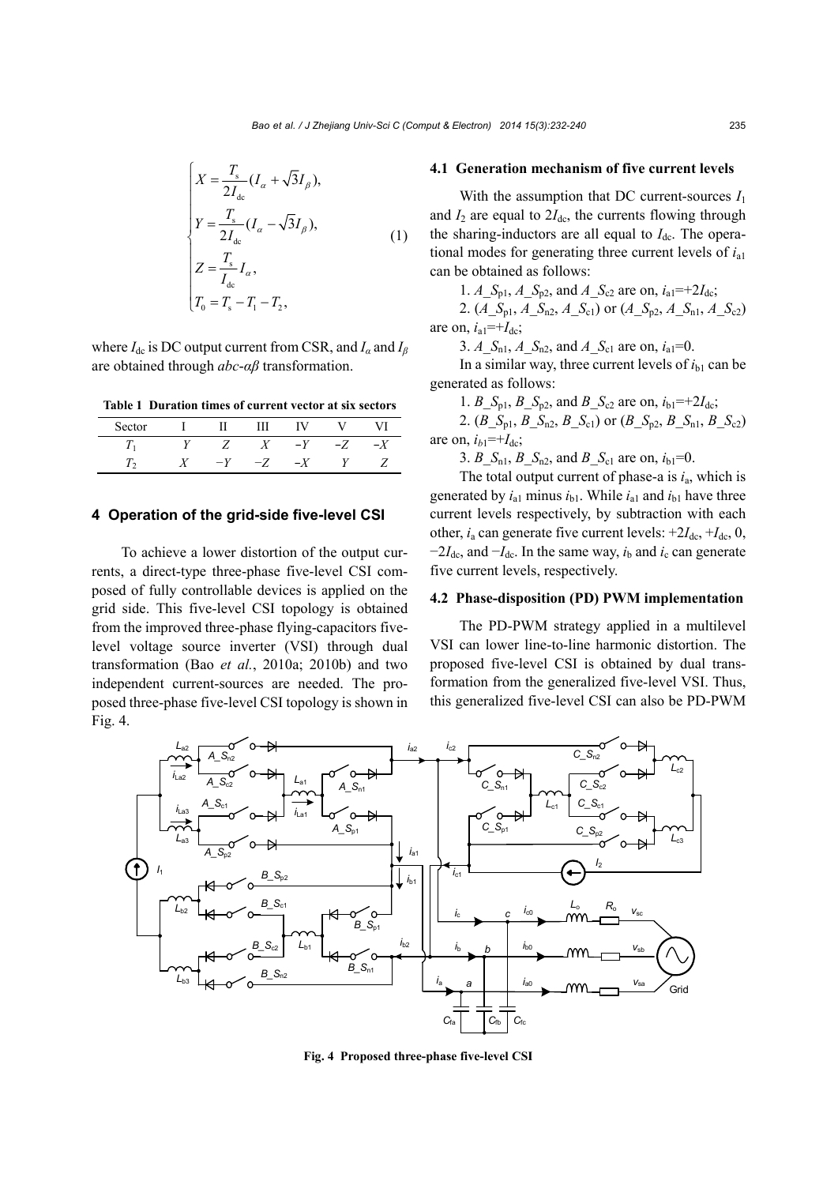$$
\begin{cases}
X = \dfrac{T_s}{2I_{dc}}(I_\alpha + \sqrt{3}I_\beta), \\
Y = \dfrac{T_s}{2I_{dc}}(I_\alpha - \sqrt{3}I_\beta), \\
Z = \dfrac{T_s}{I_{dc}}I_\alpha, \\
T_0 = T_s - T_1 - T_2,
\end{cases}
\tag{1}
$$

where $I_{dc}$ is DC output current from CSR, and $I_\alpha$ and $I_\beta$ are obtained through *abc*-*αβ* transformation.

**Table 1 Duration times of current vector at six sectors**

| Sector | I | II | III | IV | V | VI |
|---|---|---|---|---|---|---|
| $T_1$ | $Y$ | $Z$ | $X$ | $-Y$ | $-Z$ | $-X$ |
| $T_2$ | $X$ | $-Y$ | $-Z$ | $-X$ | $Y$ | $Z$ |

## 4 Operation of the grid-side five-level CSI

To achieve a lower distortion of the output currents, a direct-type three-phase five-level CSI composed of fully controllable devices is applied on the grid side. This five-level CSI topology is obtained from the improved three-phase flying-capacitors five-level voltage source inverter (VSI) through dual transformation (Bao *et al.*, 2010a; 2010b) and two independent current-sources are needed. The proposed three-phase five-level CSI topology is shown in Fig. 4.

### 4.1 Generation mechanism of five current levels

With the assumption that DC current-sources $I_1$ and $I_2$ are equal to $2I_{dc}$, the currents flowing through the sharing-inductors are all equal to $I_{dc}$. The operational modes for generating three current levels of $i_{a1}$ can be obtained as follows:

1. $A\_S_{p1}$, $A\_S_{p2}$, and $A\_S_{c2}$ are on, $i_{a1}$=+$2I_{dc}$;

2. ($A\_S_{p1}$, $A\_S_{n2}$, $A\_S_{c1}$) or ($A\_S_{p2}$, $A\_S_{n1}$, $A\_S_{c2}$) are on, $i_{a1}$=+$I_{dc}$;

3. $A\_S_{n1}$, $A\_S_{n2}$, and $A\_S_{c1}$ are on, $i_{a1}$=0.

In a similar way, three current levels of $i_{b1}$ can be generated as follows:

1. $B\_S_{p1}$, $B\_S_{p2}$, and $B\_S_{c2}$ are on, $i_{b1}$=+$2I_{dc}$;

2. ($B\_S_{p1}$, $B\_S_{n2}$, $B\_S_{c1}$) or ($B\_S_{p2}$, $B\_S_{n1}$, $B\_S_{c2}$) are on, $i_{b1}$=+$I_{dc}$;

3. $B\_S_{n1}$, $B\_S_{n2}$, and $B\_S_{c1}$ are on, $i_{b1}$=0.

The total output current of phase-a is $i_a$, which is generated by $i_{a1}$ minus $i_{b1}$. While $i_{a1}$ and $i_{b1}$ have three current levels respectively, by subtraction with each other, $i_a$ can generate five current levels: +$2I_{dc}$, +$I_{dc}$, 0, −$2I_{dc}$, and −$I_{dc}$. In the same way, $i_b$ and $i_c$ can generate five current levels, respectively.

### 4.2 Phase-disposition (PD) PWM implementation

The PD-PWM strategy applied in a multilevel VSI can lower line-to-line harmonic distortion. The proposed five-level CSI is obtained by dual transformation from the generalized five-level VSI. Thus, this generalized five-level CSI can also be PD-PWM

**Fig. 4 Proposed three-phase five-level CSI**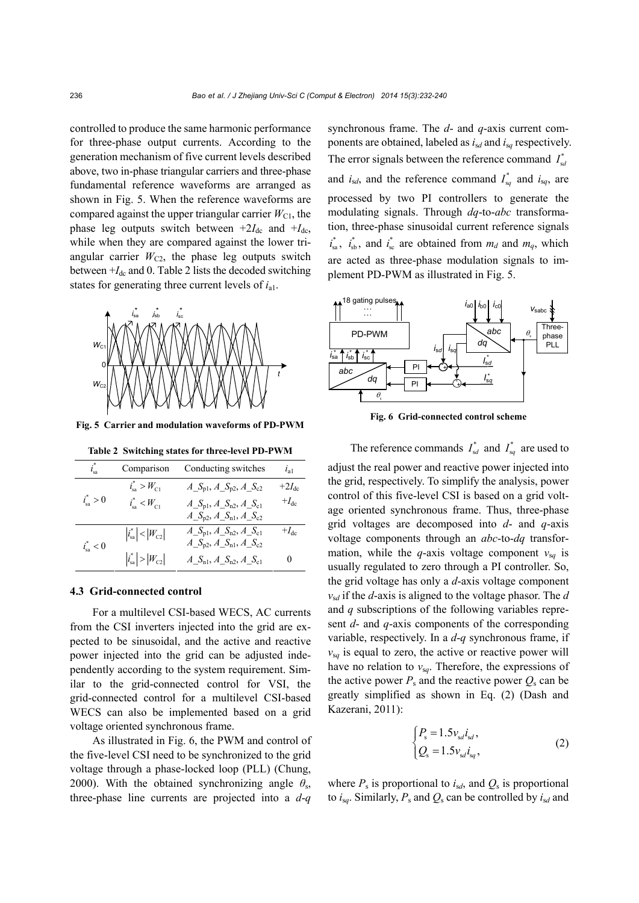controlled to produce the same harmonic performance for three-phase output currents. According to the generation mechanism of five current levels described above, two in-phase triangular carriers and three-phase fundamental reference waveforms are arranged as shown in Fig. 5. When the reference waveforms are compared against the upper triangular carrier $W_{C1}$, the phase leg outputs switch between $+2I_{dc}$ and $+I_{dc}$, while when they are compared against the lower triangular carrier $W_{C2}$, the phase leg outputs switch between $+I_{dc}$ and 0. Table 2 lists the decoded switching states for generating three current levels of $i_{a1}$.

**Fig. 5 Carrier and modulation waveforms of PD-PWM**

**Table 2 Switching states for three-level PD-PWM**

| $i_{sa}^*$ | Comparison | Conducting switches | $i_{a1}$ |
|---|---|---|---|
| $i_{sa}^*>0$ | $i_{sa}^*>W_{C1}$ | $A\_S_{p1}$, $A\_S_{p2}$, $A\_S_{c2}$ | $+2I_{dc}$ |
| | $i_{sa}^*<W_{C1}$ | $A\_S_{p1}$, $A\_S_{n2}$, $A\_S_{c1}$<br>$A\_S_{p2}$, $A\_S_{n1}$, $A\_S_{c2}$ | $+I_{dc}$ |
| $i_{sa}^*<0$ | $\lvert i_{sa}^*\rvert<\lvert W_{C2}\rvert$ | $A\_S_{p1}$, $A\_S_{n2}$, $A\_S_{c1}$<br>$A\_S_{p2}$, $A\_S_{n1}$, $A\_S_{c2}$ | $+I_{dc}$ |
| | $\lvert i_{sa}^*\rvert>\lvert W_{C2}\rvert$ | $A\_S_{n1}$, $A\_S_{n2}$, $A\_S_{c1}$ | 0 |

### 4.3 Grid-connected control

For a multilevel CSI-based WECS, AC currents from the CSI inverters injected into the grid are expected to be sinusoidal, and the active and reactive power injected into the grid can be adjusted independently according to the system requirement. Similar to the grid-connected control for VSI, the grid-connected control for a multilevel CSI-based WECS can also be implemented based on a grid voltage oriented synchronous frame.

As illustrated in Fig. 6, the PWM and control of the five-level CSI need to be synchronized to the grid voltage through a phase-locked loop (PLL) (Chung, 2000). With the obtained synchronizing angle $\theta_s$, three-phase line currents are projected into a *d*-*q* synchronous frame. The *d*- and *q*-axis current components are obtained, labeled as $i_{sd}$ and $i_{sq}$ respectively. The error signals between the reference command $I_{sd}^*$ and $i_{sd}$, and the reference command $I_{sq}^*$ and $i_{sq}$, are processed by two PI controllers to generate the modulating signals. Through *dq*-to-*abc* transformation, three-phase sinusoidal current reference signals $i_{sa}^*$, $i_{sb}^*$, and $i_{sc}^*$ are obtained from $m_d$ and $m_q$, which are acted as three-phase modulation signals to implement PD-PWM as illustrated in Fig. 5.

**Fig. 6 Grid-connected control scheme**

The reference commands $I_{sd}^*$ and $I_{sq}^*$ are used to adjust the real power and reactive power injected into the grid, respectively. To simplify the analysis, power control of this five-level CSI is based on a grid voltage oriented synchronous frame. Thus, three-phase grid voltages are decomposed into *d*- and *q*-axis voltage components through an *abc*-to-*dq* transformation, while the *q*-axis voltage component $v_{sq}$ is usually regulated to zero through a PI controller. So, the grid voltage has only a *d*-axis voltage component $v_{sd}$ if the *d*-axis is aligned to the voltage phasor. The *d* and *q* subscriptions of the following variables represent *d*- and *q*-axis components of the corresponding variable, respectively. In a *d*-*q* synchronous frame, if $v_{sq}$ is equal to zero, the active or reactive power will have no relation to $v_{sq}$. Therefore, the expressions of the active power $P_s$ and the reactive power $Q_s$ can be greatly simplified as shown in Eq. (2) (Dash and Kazerani, 2011):

$$\begin{cases} P_s = 1.5 v_{sd} i_{sd}, \\ Q_s = 1.5 v_{sd} i_{sq}, \end{cases} \tag{2}$$

where $P_s$ is proportional to $i_{sd}$, and $Q_s$ is proportional to $i_{sq}$. Similarly, $P_s$ and $Q_s$ can be controlled by $i_{sd}$ and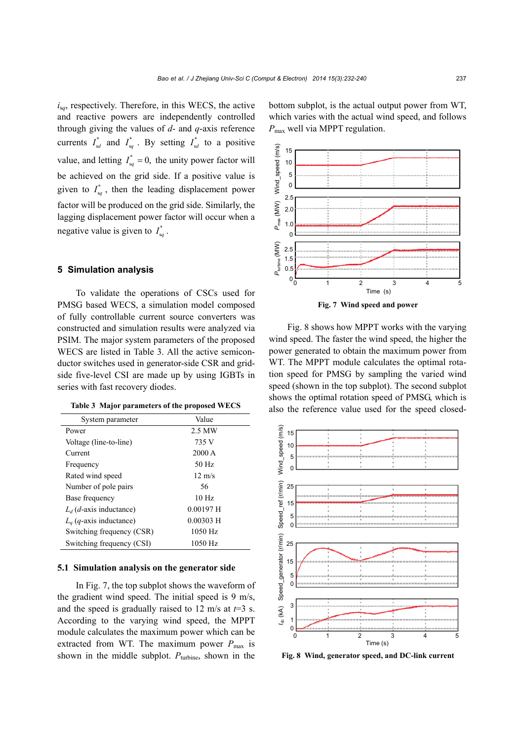$i_{sq}$, respectively. Therefore, in this WECS, the active and reactive powers are independently controlled through giving the values of $d$- and $q$-axis reference currents $I_{sd}^*$ and $I_{sq}^*$. By setting $I_{sd}^*$ to a positive value, and letting $I_{sq}^* = 0$, the unity power factor will be achieved on the grid side. If a positive value is given to $I_{sq}^*$, then the leading displacement power factor will be produced on the grid side. Similarly, the lagging displacement power factor will occur when a negative value is given to $I_{sq}^*$.

## 5 Simulation analysis

To validate the operations of CSCs used for PMSG based WECS, a simulation model composed of fully controllable current source converters was constructed and simulation results were analyzed via PSIM. The major system parameters of the proposed WECS are listed in Table 3. All the active semiconductor switches used in generator-side CSR and grid-side five-level CSI are made up by using IGBTs in series with fast recovery diodes.

**Table 3 Major parameters of the proposed WECS**

| System parameter | Value |
|---|---|
| Power | 2.5 MW |
| Voltage (line-to-line) | 735 V |
| Current | 2000 A |
| Frequency | 50 Hz |
| Rated wind speed | 12 m/s |
| Number of pole pairs | 56 |
| Base frequency | 10 Hz |
| $L_d$ ($d$-axis inductance) | 0.00197 H |
| $L_q$ ($q$-axis inductance) | 0.00303 H |
| Switching frequency (CSR) | 1050 Hz |
| Switching frequency (CSI) | 1050 Hz |

### 5.1 Simulation analysis on the generator side

In Fig. 7, the top subplot shows the waveform of the gradient wind speed. The initial speed is 9 m/s, and the speed is gradually raised to 12 m/s at $t$=3 s. According to the varying wind speed, the MPPT module calculates the maximum power which can be extracted from WT. The maximum power $P_{max}$ is shown in the middle subplot. $P_{turbine}$, shown in the bottom subplot, is the actual output power from WT, which varies with the actual wind speed, and follows $P_{max}$ well via MPPT regulation.

**Fig. 7 Wind speed and power**

Fig. 8 shows how MPPT works with the varying wind speed. The faster the wind speed, the higher the power generated to obtain the maximum power from WT. The MPPT module calculates the optimal rotation speed for PMSG by sampling the varied wind speed (shown in the top subplot). The second subplot shows the optimal rotation speed of PMSG, which is also the reference value used for the speed closed-

**Fig. 8 Wind, generator speed, and DC-link current**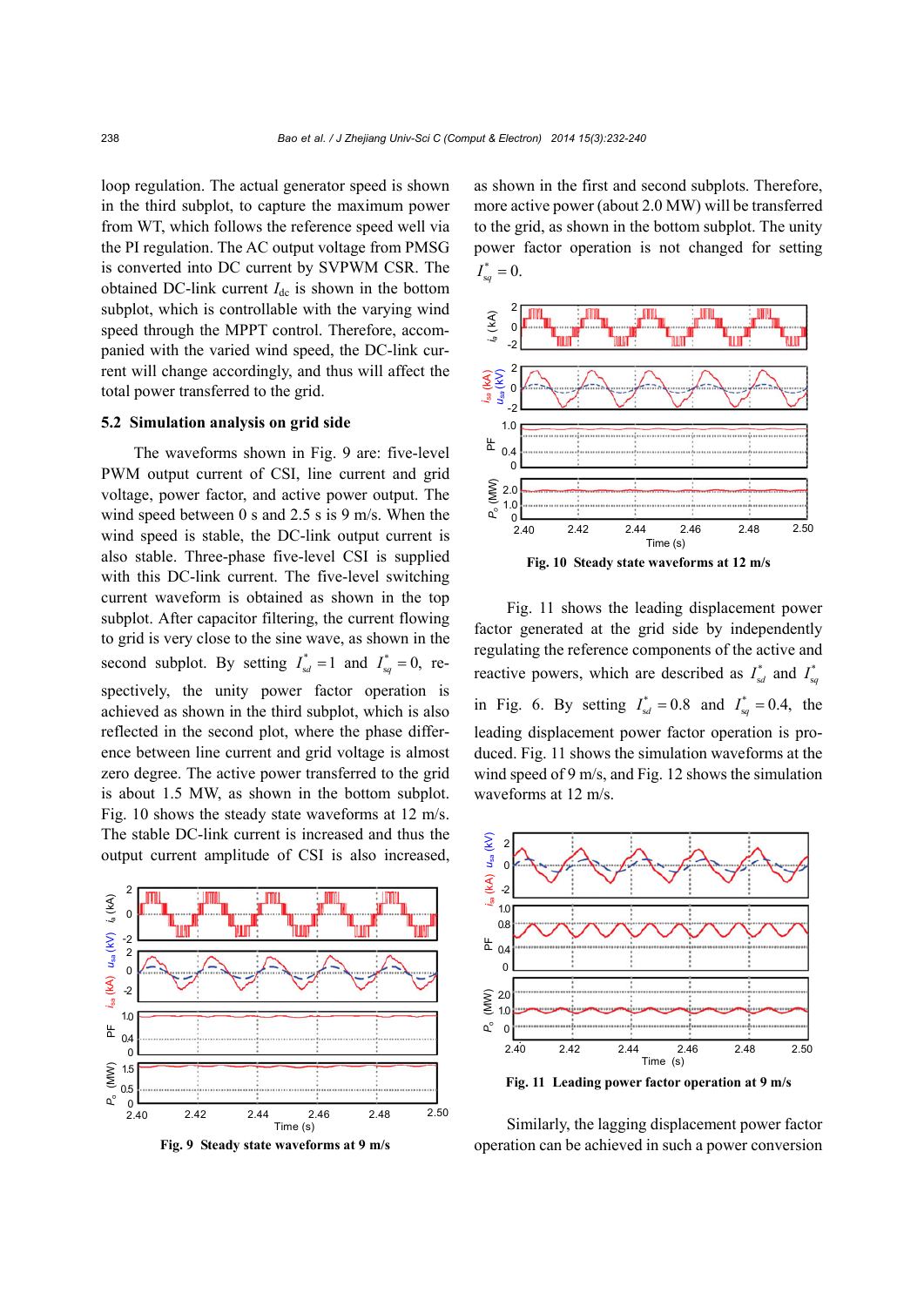loop regulation. The actual generator speed is shown in the third subplot, to capture the maximum power from WT, which follows the reference speed well via the PI regulation. The AC output voltage from PMSG is converted into DC current by SVPWM CSR. The obtained DC-link current $I_{dc}$ is shown in the bottom subplot, which is controllable with the varying wind speed through the MPPT control. Therefore, accompanied with the varied wind speed, the DC-link current will change accordingly, and thus will affect the total power transferred to the grid.

### 5.2 Simulation analysis on grid side

The waveforms shown in Fig. 9 are: five-level PWM output current of CSI, line current and grid voltage, power factor, and active power output. The wind speed between 0 s and 2.5 s is 9 m/s. When the wind speed is stable, the DC-link output current is also stable. Three-phase five-level CSI is supplied with this DC-link current. The five-level switching current waveform is obtained as shown in the top subplot. After capacitor filtering, the current flowing to grid is very close to the sine wave, as shown in the second subplot. By setting $I_{sd}^*=1$ and $I_{sq}^*=0$, respectively, the unity power factor operation is achieved as shown in the third subplot, which is also reflected in the second plot, where the phase difference between line current and grid voltage is almost zero degree. The active power transferred to the grid is about 1.5 MW, as shown in the bottom subplot. Fig. 10 shows the steady state waveforms at 12 m/s. The stable DC-link current is increased and thus the output current amplitude of CSI is also increased, as shown in the first and second subplots. Therefore, more active power (about 2.0 MW) will be transferred to the grid, as shown in the bottom subplot. The unity power factor operation is not changed for setting $I_{sq}^*=0$.

Fig. 9 Steady state waveforms at 9 m/s

Fig. 10 Steady state waveforms at 12 m/s

Fig. 11 shows the leading displacement power factor generated at the grid side by independently regulating the reference components of the active and reactive powers, which are described as $I_{sd}^*$ and $I_{sq}^*$ in Fig. 6. By setting $I_{sd}^*=0.8$ and $I_{sq}^*=0.4$, the leading displacement power factor operation is produced. Fig. 11 shows the simulation waveforms at the wind speed of 9 m/s, and Fig. 12 shows the simulation waveforms at 12 m/s.

Fig. 11 Leading power factor operation at 9 m/s

Similarly, the lagging displacement power factor operation can be achieved in such a power conversion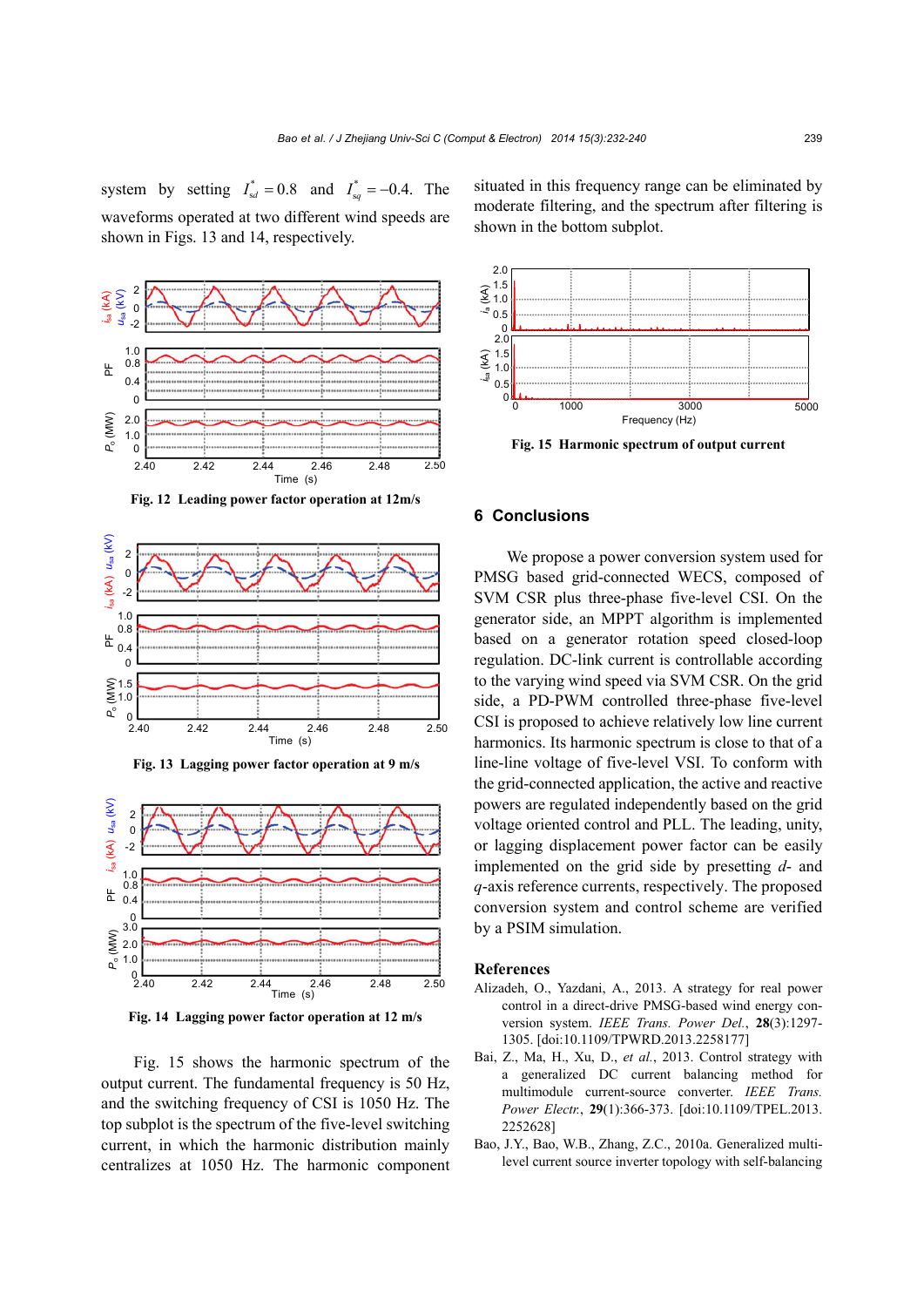system by setting $I_{sd}^{*}=0.8$ and $I_{sq}^{*}=-0.4$. The waveforms operated at two different wind speeds are shown in Figs. 13 and 14, respectively.

Fig. 12 Leading power factor operation at 12m/s

Fig. 13 Lagging power factor operation at 9 m/s

Fig. 14 Lagging power factor operation at 12 m/s

Fig. 15 shows the harmonic spectrum of the output current. The fundamental frequency is 50 Hz, and the switching frequency of CSI is 1050 Hz. The top subplot is the spectrum of the five-level switching current, in which the harmonic distribution mainly centralizes at 1050 Hz. The harmonic component situated in this frequency range can be eliminated by moderate filtering, and the spectrum after filtering is shown in the bottom subplot.

Fig. 15 Harmonic spectrum of output current

## 6 Conclusions

We propose a power conversion system used for PMSG based grid-connected WECS, composed of SVM CSR plus three-phase five-level CSI. On the generator side, an MPPT algorithm is implemented based on a generator rotation speed closed-loop regulation. DC-link current is controllable according to the varying wind speed via SVM CSR. On the grid side, a PD-PWM controlled three-phase five-level CSI is proposed to achieve relatively low line current harmonics. Its harmonic spectrum is close to that of a line-line voltage of five-level VSI. To conform with the grid-connected application, the active and reactive powers are regulated independently based on the grid voltage oriented control and PLL. The leading, unity, or lagging displacement power factor can be easily implemented on the grid side by presetting *d*- and *q*-axis reference currents, respectively. The proposed conversion system and control scheme are verified by a PSIM simulation.

## References

Alizadeh, O., Yazdani, A., 2013. A strategy for real power control in a direct-drive PMSG-based wind energy conversion system. *IEEE Trans. Power Del.*, **28**(3):1297-1305. [doi:10.1109/TPWRD.2013.2258177]

Bai, Z., Ma, H., Xu, D., *et al.*, 2013. Control strategy with a generalized DC current balancing method for multimodule current-source converter. *IEEE Trans. Power Electr.*, **29**(1):366-373. [doi:10.1109/TPEL.2013.2252628]

Bao, J.Y., Bao, W.B., Zhang, Z.C., 2010a. Generalized multilevel current source inverter topology with self-balancing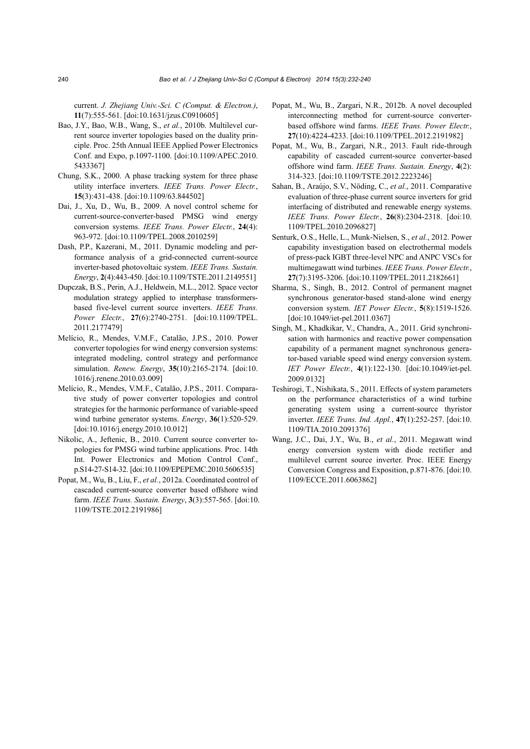current. *J. Zhejiang Univ.-Sci. C (Comput. & Electron.)*, **11**(7):555-561. [doi:10.1631/jzus.C0910605]

Bao, J.Y., Bao, W.B., Wang, S., *et al.*, 2010b. Multilevel current source inverter topologies based on the duality principle. Proc. 25th Annual IEEE Applied Power Electronics Conf. and Expo, p.1097-1100. [doi:10.1109/APEC.2010.5433367]

Chung, S.K., 2000. A phase tracking system for three phase utility interface inverters. *IEEE Trans. Power Electr.*, **15**(3):431-438. [doi:10.1109/63.844502]

Dai, J., Xu, D., Wu, B., 2009. A novel control scheme for current-source-converter-based PMSG wind energy conversion systems. *IEEE Trans. Power Electr.*, **24**(4):963-972. [doi:10.1109/TPEL.2008.2010259]

Dash, P.P., Kazerani, M., 2011. Dynamic modeling and performance analysis of a grid-connected current-source inverter-based photovoltaic system. *IEEE Trans. Sustain. Energy*, **2**(4):443-450. [doi:10.1109/TSTE.2011.2149551]

Dupczak, B.S., Perin, A.J., Heldwein, M.L., 2012. Space vector modulation strategy applied to interphase transformers-based five-level current source inverters. *IEEE Trans. Power Electr.*, **27**(6):2740-2751. [doi:10.1109/TPEL.2011.2177479]

Melício, R., Mendes, V.M.F., Catalão, J.P.S., 2010. Power converter topologies for wind energy conversion systems: integrated modeling, control strategy and performance simulation. *Renew. Energy*, **35**(10):2165-2174. [doi:10.1016/j.renene.2010.03.009]

Melício, R., Mendes, V.M.F., Catalão, J.P.S., 2011. Comparative study of power converter topologies and control strategies for the harmonic performance of variable-speed wind turbine generator systems. *Energy*, **36**(1):520-529. [doi:10.1016/j.energy.2010.10.012]

Nikolic, A., Jeftenic, B., 2010. Current source converter topologies for PMSG wind turbine applications. Proc. 14th Int. Power Electronics and Motion Control Conf., p.S14-27-S14-32. [doi:10.1109/EPEPEMC.2010.5606535]

Popat, M., Wu, B., Liu, F., *et al.*, 2012a. Coordinated control of cascaded current-source converter based offshore wind farm. *IEEE Trans. Sustain. Energy*, **3**(3):557-565. [doi:10.1109/TSTE.2012.2191986]

Popat, M., Wu, B., Zargari, N.R., 2012b. A novel decoupled interconnecting method for current-source converter-based offshore wind farms. *IEEE Trans. Power Electr.*, **27**(10):4224-4233. [doi:10.1109/TPEL.2012.2191982]

Popat, M., Wu, B., Zargari, N.R., 2013. Fault ride-through capability of cascaded current-source converter-based offshore wind farm. *IEEE Trans. Sustain. Energy*, **4**(2):314-323. [doi:10.1109/TSTE.2012.2223246]

Sahan, B., Araújo, S.V., Nöding, C., *et al.*, 2011. Comparative evaluation of three-phase current source inverters for grid interfacing of distributed and renewable energy systems. *IEEE Trans. Power Electr.*, **26**(8):2304-2318. [doi:10.1109/TPEL.2010.2096827]

Senturk, O.S., Helle, L., Munk-Nielsen, S., *et al.*, 2012. Power capability investigation based on electrothermal models of press-pack IGBT three-level NPC and ANPC VSCs for multimegawatt wind turbines. *IEEE Trans. Power Electr.*, **27**(7):3195-3206. [doi:10.1109/TPEL.2011.2182661]

Sharma, S., Singh, B., 2012. Control of permanent magnet synchronous generator-based stand-alone wind energy conversion system. *IET Power Electr.*, **5**(8):1519-1526. [doi:10.1049/iet-pel.2011.0367]

Singh, M., Khadkikar, V., Chandra, A., 2011. Grid synchronisation with harmonics and reactive power compensation capability of a permanent magnet synchronous generator-based variable speed wind energy conversion system. *IET Power Electr.*, **4**(1):122-130. [doi:10.1049/iet-pel.2009.0132]

Teshirogi, T., Nishikata, S., 2011. Effects of system parameters on the performance characteristics of a wind turbine generating system using a current-source thyristor inverter. *IEEE Trans. Ind. Appl.*, **47**(1):252-257. [doi:10.1109/TIA.2010.2091376]

Wang, J.C., Dai, J.Y., Wu, B., *et al.*, 2011. Megawatt wind energy conversion system with diode rectifier and multilevel current source inverter. Proc. IEEE Energy Conversion Congress and Exposition, p.871-876. [doi:10.1109/ECCE.2011.6063862]